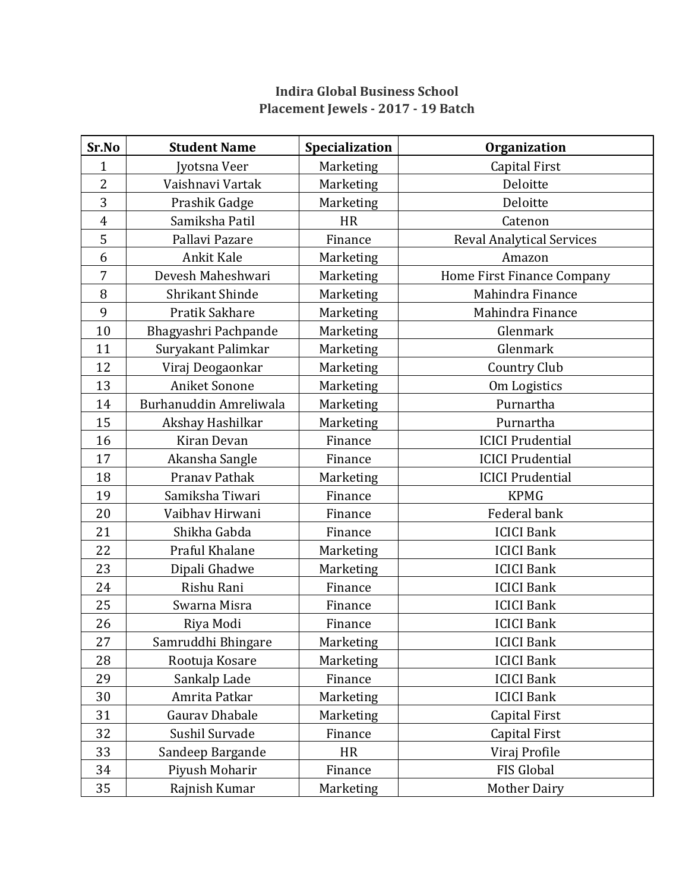# Indira Global Business School

## Placement Jewels - 2017 - 19 Batch

| Sr.No | Student Name | Specialization | Organization |
|---|---|---|---|
| 1 | Jyotsna Veer | Marketing | Capital First |
| 2 | Vaishnavi Vartak | Marketing | Deloitte |
| 3 | Prashik Gadge | Marketing | Deloitte |
| 4 | Samiksha Patil | HR | Catenon |
| 5 | Pallavi Pazare | Finance | Reval Analytical Services |
| 6 | Ankit Kale | Marketing | Amazon |
| 7 | Devesh Maheshwari | Marketing | Home First Finance Company |
| 8 | Shrikant Shinde | Marketing | Mahindra Finance |
| 9 | Pratik Sakhare | Marketing | Mahindra Finance |
| 10 | Bhagyashri Pachpande | Marketing | Glenmark |
| 11 | Suryakant Palimkar | Marketing | Glenmark |
| 12 | Viraj Deogaonkar | Marketing | Country Club |
| 13 | Aniket Sonone | Marketing | Om Logistics |
| 14 | Burhanuddin Amreliwala | Marketing | Purnartha |
| 15 | Akshay Hashilkar | Marketing | Purnartha |
| 16 | Kiran Devan | Finance | ICICI Prudential |
| 17 | Akansha Sangle | Finance | ICICI Prudential |
| 18 | Pranav Pathak | Marketing | ICICI Prudential |
| 19 | Samiksha Tiwari | Finance | KPMG |
| 20 | Vaibhav Hirwani | Finance | Federal bank |
| 21 | Shikha Gabda | Finance | ICICI Bank |
| 22 | Praful Khalane | Marketing | ICICI Bank |
| 23 | Dipali Ghadwe | Marketing | ICICI Bank |
| 24 | Rishu Rani | Finance | ICICI Bank |
| 25 | Swarna Misra | Finance | ICICI Bank |
| 26 | Riya Modi | Finance | ICICI Bank |
| 27 | Samruddhi Bhingare | Marketing | ICICI Bank |
| 28 | Rootuja Kosare | Marketing | ICICI Bank |
| 29 | Sankalp Lade | Finance | ICICI Bank |
| 30 | Amrita Patkar | Marketing | ICICI Bank |
| 31 | Gaurav Dhabale | Marketing | Capital First |
| 32 | Sushil Survade | Finance | Capital First |
| 33 | Sandeep Bargande | HR | Viraj Profile |
| 34 | Piyush Moharir | Finance | FIS Global |
| 35 | Rajnish Kumar | Marketing | Mother Dairy |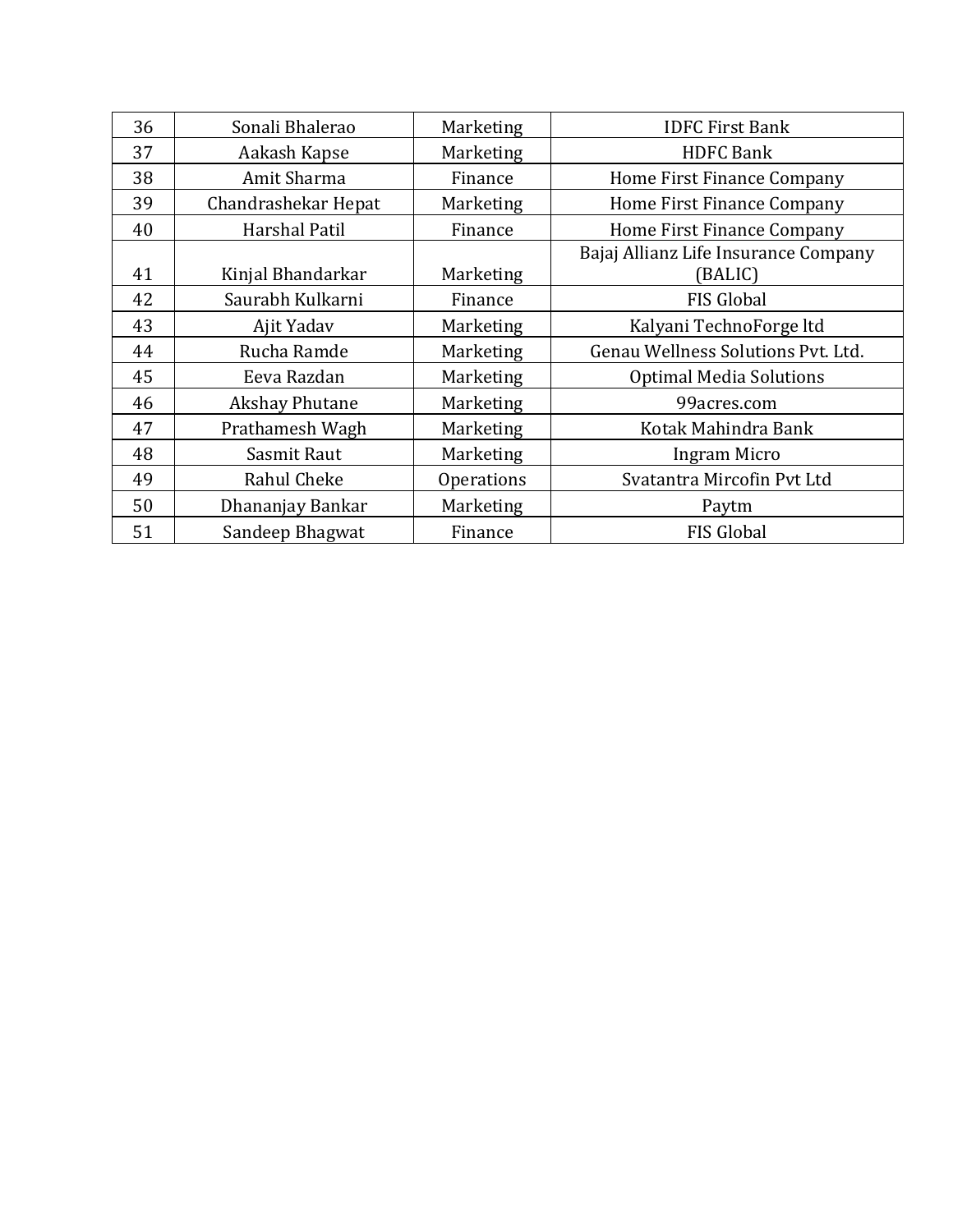| | | | |
|---|---|---|---|
| 36 | Sonali Bhalerao | Marketing | IDFC First Bank |
| 37 | Aakash Kapse | Marketing | HDFC Bank |
| 38 | Amit Sharma | Finance | Home First Finance Company |
| 39 | Chandrashekar Hepat | Marketing | Home First Finance Company |
| 40 | Harshal Patil | Finance | Home First Finance Company |
| 41 | Kinjal Bhandarkar | Marketing | Bajaj Allianz Life Insurance Company (BALIC) |
| 42 | Saurabh Kulkarni | Finance | FIS Global |
| 43 | Ajit Yadav | Marketing | Kalyani TechnoForge ltd |
| 44 | Rucha Ramde | Marketing | Genau Wellness Solutions Pvt. Ltd. |
| 45 | Eeva Razdan | Marketing | Optimal Media Solutions |
| 46 | Akshay Phutane | Marketing | 99acres.com |
| 47 | Prathamesh Wagh | Marketing | Kotak Mahindra Bank |
| 48 | Sasmit Raut | Marketing | Ingram Micro |
| 49 | Rahul Cheke | Operations | Svatantra Mircofin Pvt Ltd |
| 50 | Dhananjay Bankar | Marketing | Paytm |
| 51 | Sandeep Bhagwat | Finance | FIS Global |